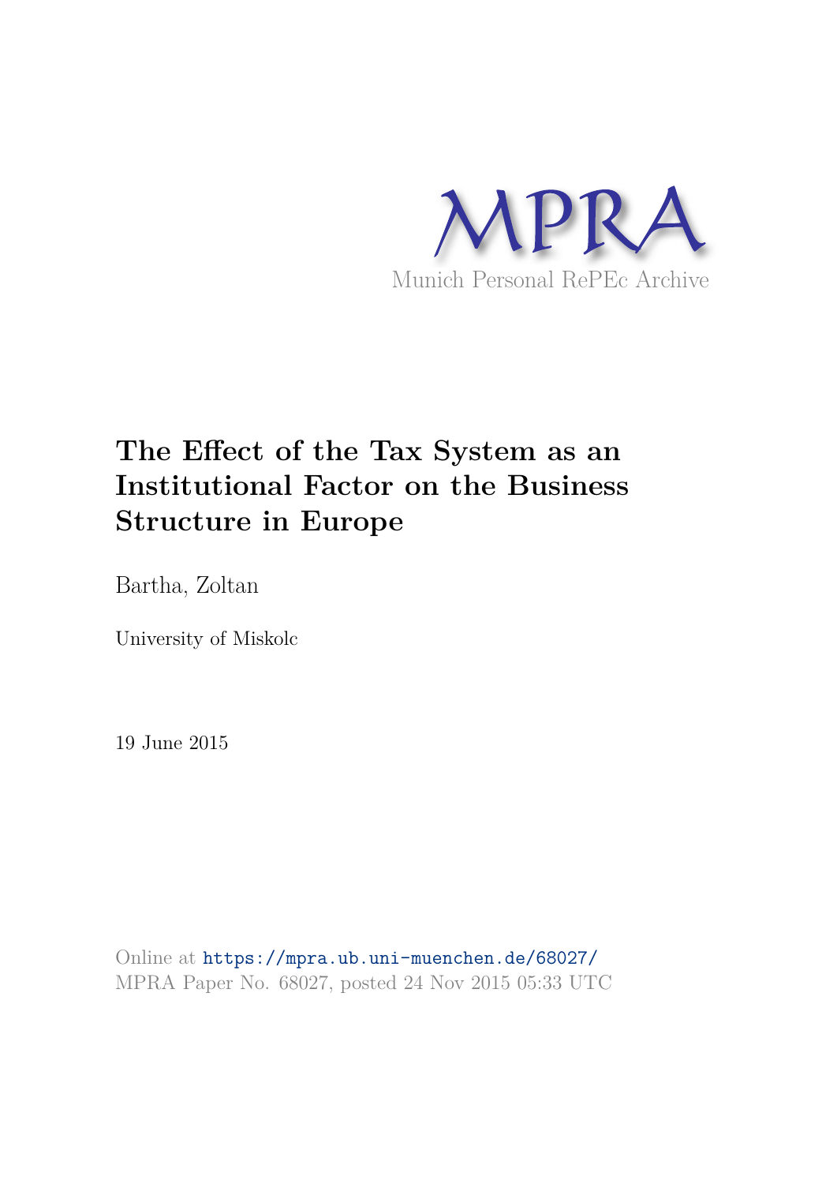MPRA

Munich Personal RePEc Archive

# The Effect of the Tax System as an Institutional Factor on the Business Structure in Europe

Bartha, Zoltan

University of Miskolc

19 June 2015

Online at https://mpra.ub.uni-muenchen.de/68027/
MPRA Paper No. 68027, posted 24 Nov 2015 05:33 UTC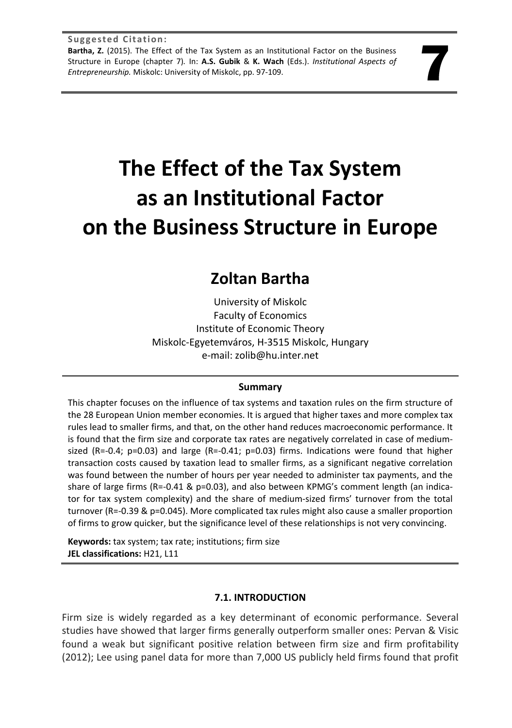**Suggested Citation:**
**Bartha, Z.** (2015). The Effect of the Tax System as an Institutional Factor on the Business Structure in Europe (chapter 7). In: **A.S. Gubik** & **K. Wach** (Eds.). *Institutional Aspects of Entrepreneurship.* Miskolc: University of Miskolc, pp. 97-109.

**7**

# The Effect of the Tax System as an Institutional Factor on the Business Structure in Europe

## Zoltan Bartha

University of Miskolc
Faculty of Economics
Institute of Economic Theory
Miskolc-Egyetemváros, H-3515 Miskolc, Hungary
e-mail: zolib@hu.inter.net

**Summary**

This chapter focuses on the influence of tax systems and taxation rules on the firm structure of the 28 European Union member economies. It is argued that higher taxes and more complex tax rules lead to smaller firms, and that, on the other hand reduces macroeconomic performance. It is found that the firm size and corporate tax rates are negatively correlated in case of medium-sized (R=-0.4; p=0.03) and large (R=-0.41; p=0.03) firms. Indications were found that higher transaction costs caused by taxation lead to smaller firms, as a significant negative correlation was found between the number of hours per year needed to administer tax payments, and the share of large firms (R=-0.41 & p=0.03), and also between KPMG's comment length (an indicator for tax system complexity) and the share of medium-sized firms' turnover from the total turnover (R=-0.39 & p=0.045). More complicated tax rules might also cause a smaller proportion of firms to grow quicker, but the significance level of these relationships is not very convincing.

**Keywords:** tax system; tax rate; institutions; firm size
**JEL classifications:** H21, L11

### 7.1. INTRODUCTION

Firm size is widely regarded as a key determinant of economic performance. Several studies have showed that larger firms generally outperform smaller ones: Pervan & Visic found a weak but significant positive relation between firm size and firm profitability (2012); Lee using panel data for more than 7,000 US publicly held firms found that profit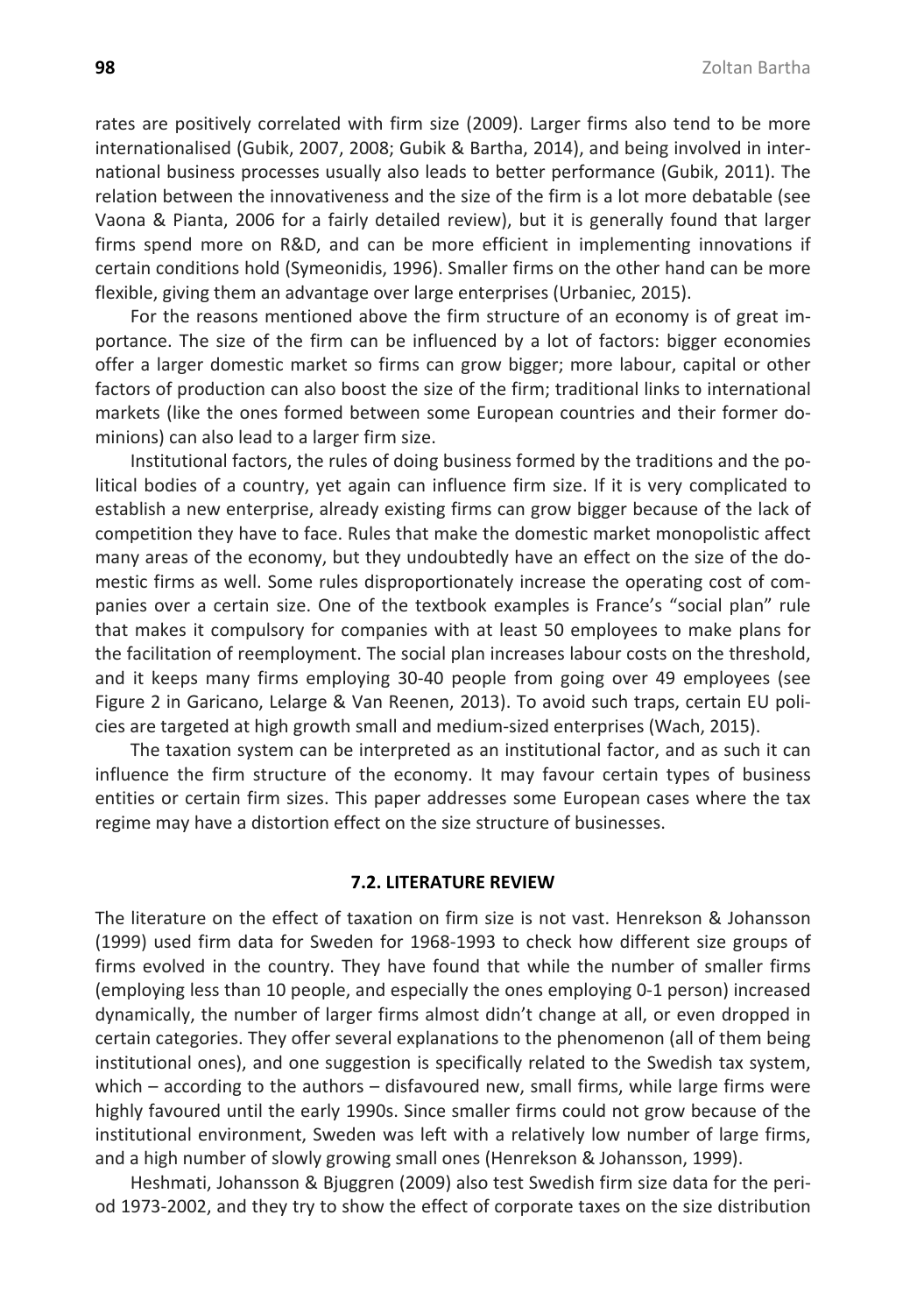rates are positively correlated with firm size (2009). Larger firms also tend to be more internationalised (Gubik, 2007, 2008; Gubik & Bartha, 2014), and being involved in international business processes usually also leads to better performance (Gubik, 2011). The relation between the innovativeness and the size of the firm is a lot more debatable (see Vaona & Pianta, 2006 for a fairly detailed review), but it is generally found that larger firms spend more on R&D, and can be more efficient in implementing innovations if certain conditions hold (Symeonidis, 1996). Smaller firms on the other hand can be more flexible, giving them an advantage over large enterprises (Urbaniec, 2015).

For the reasons mentioned above the firm structure of an economy is of great importance. The size of the firm can be influenced by a lot of factors: bigger economies offer a larger domestic market so firms can grow bigger; more labour, capital or other factors of production can also boost the size of the firm; traditional links to international markets (like the ones formed between some European countries and their former dominions) can also lead to a larger firm size.

Institutional factors, the rules of doing business formed by the traditions and the political bodies of a country, yet again can influence firm size. If it is very complicated to establish a new enterprise, already existing firms can grow bigger because of the lack of competition they have to face. Rules that make the domestic market monopolistic affect many areas of the economy, but they undoubtedly have an effect on the size of the domestic firms as well. Some rules disproportionately increase the operating cost of companies over a certain size. One of the textbook examples is France's "social plan" rule that makes it compulsory for companies with at least 50 employees to make plans for the facilitation of reemployment. The social plan increases labour costs on the threshold, and it keeps many firms employing 30-40 people from going over 49 employees (see Figure 2 in Garicano, Lelarge & Van Reenen, 2013). To avoid such traps, certain EU policies are targeted at high growth small and medium-sized enterprises (Wach, 2015).

The taxation system can be interpreted as an institutional factor, and as such it can influence the firm structure of the economy. It may favour certain types of business entities or certain firm sizes. This paper addresses some European cases where the tax regime may have a distortion effect on the size structure of businesses.

## 7.2. LITERATURE REVIEW

The literature on the effect of taxation on firm size is not vast. Henrekson & Johansson (1999) used firm data for Sweden for 1968-1993 to check how different size groups of firms evolved in the country. They have found that while the number of smaller firms (employing less than 10 people, and especially the ones employing 0-1 person) increased dynamically, the number of larger firms almost didn't change at all, or even dropped in certain categories. They offer several explanations to the phenomenon (all of them being institutional ones), and one suggestion is specifically related to the Swedish tax system, which – according to the authors – disfavoured new, small firms, while large firms were highly favoured until the early 1990s. Since smaller firms could not grow because of the institutional environment, Sweden was left with a relatively low number of large firms, and a high number of slowly growing small ones (Henrekson & Johansson, 1999).

Heshmati, Johansson & Bjuggren (2009) also test Swedish firm size data for the period 1973-2002, and they try to show the effect of corporate taxes on the size distribution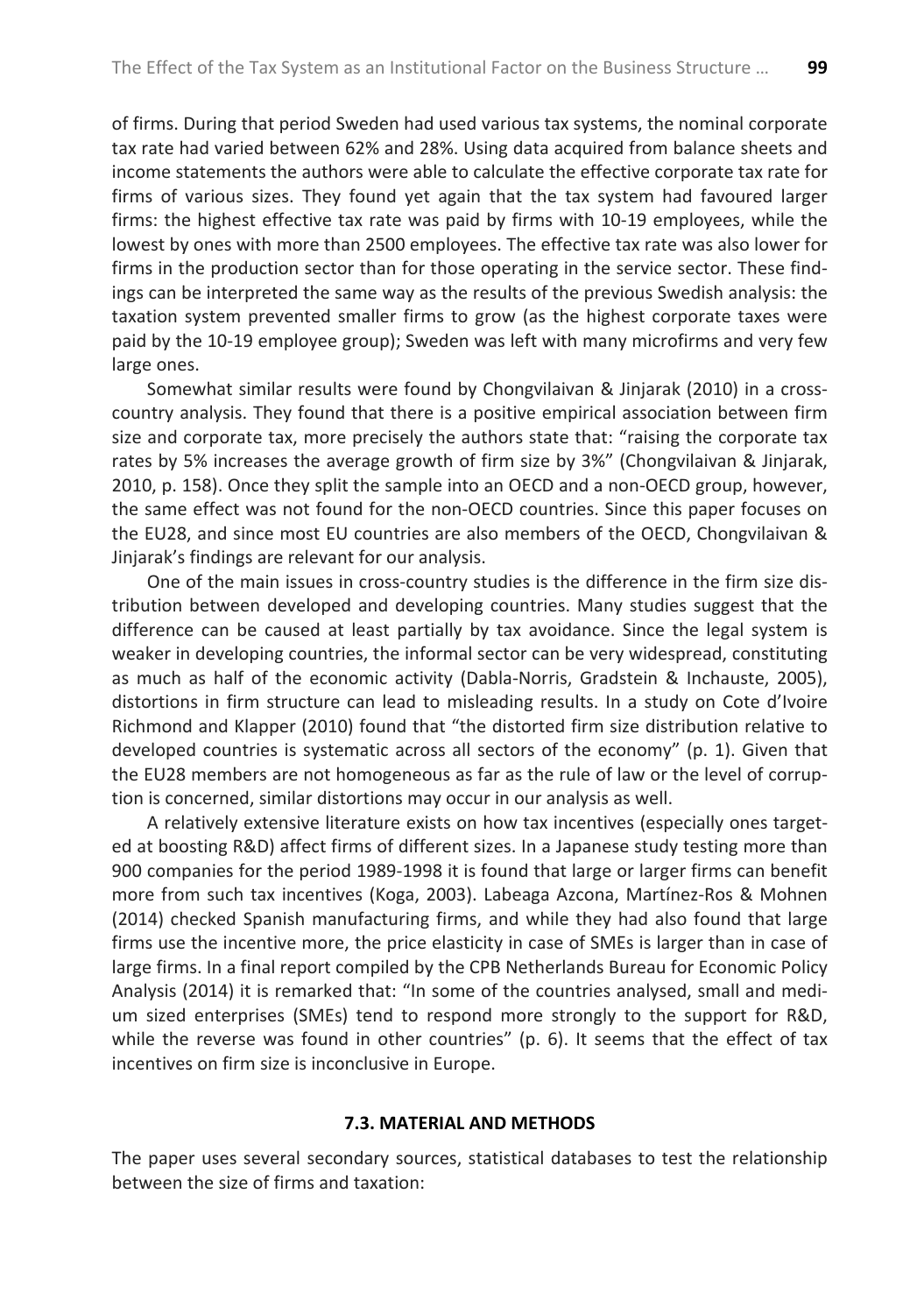of firms. During that period Sweden had used various tax systems, the nominal corporate tax rate had varied between 62% and 28%. Using data acquired from balance sheets and income statements the authors were able to calculate the effective corporate tax rate for firms of various sizes. They found yet again that the tax system had favoured larger firms: the highest effective tax rate was paid by firms with 10-19 employees, while the lowest by ones with more than 2500 employees. The effective tax rate was also lower for firms in the production sector than for those operating in the service sector. These findings can be interpreted the same way as the results of the previous Swedish analysis: the taxation system prevented smaller firms to grow (as the highest corporate taxes were paid by the 10-19 employee group); Sweden was left with many microfirms and very few large ones.

Somewhat similar results were found by Chongvilaivan & Jinjarak (2010) in a cross-country analysis. They found that there is a positive empirical association between firm size and corporate tax, more precisely the authors state that: "raising the corporate tax rates by 5% increases the average growth of firm size by 3%" (Chongvilaivan & Jinjarak, 2010, p. 158). Once they split the sample into an OECD and a non-OECD group, however, the same effect was not found for the non-OECD countries. Since this paper focuses on the EU28, and since most EU countries are also members of the OECD, Chongvilaivan & Jinjarak's findings are relevant for our analysis.

One of the main issues in cross-country studies is the difference in the firm size distribution between developed and developing countries. Many studies suggest that the difference can be caused at least partially by tax avoidance. Since the legal system is weaker in developing countries, the informal sector can be very widespread, constituting as much as half of the economic activity (Dabla-Norris, Gradstein & Inchauste, 2005), distortions in firm structure can lead to misleading results. In a study on Cote d'Ivoire Richmond and Klapper (2010) found that "the distorted firm size distribution relative to developed countries is systematic across all sectors of the economy" (p. 1). Given that the EU28 members are not homogeneous as far as the rule of law or the level of corruption is concerned, similar distortions may occur in our analysis as well.

A relatively extensive literature exists on how tax incentives (especially ones targeted at boosting R&D) affect firms of different sizes. In a Japanese study testing more than 900 companies for the period 1989-1998 it is found that large or larger firms can benefit more from such tax incentives (Koga, 2003). Labeaga Azcona, Martínez-Ros & Mohnen (2014) checked Spanish manufacturing firms, and while they had also found that large firms use the incentive more, the price elasticity in case of SMEs is larger than in case of large firms. In a final report compiled by the CPB Netherlands Bureau for Economic Policy Analysis (2014) it is remarked that: "In some of the countries analysed, small and medium sized enterprises (SMEs) tend to respond more strongly to the support for R&D, while the reverse was found in other countries" (p. 6). It seems that the effect of tax incentives on firm size is inconclusive in Europe.

## 7.3. MATERIAL AND METHODS

The paper uses several secondary sources, statistical databases to test the relationship between the size of firms and taxation: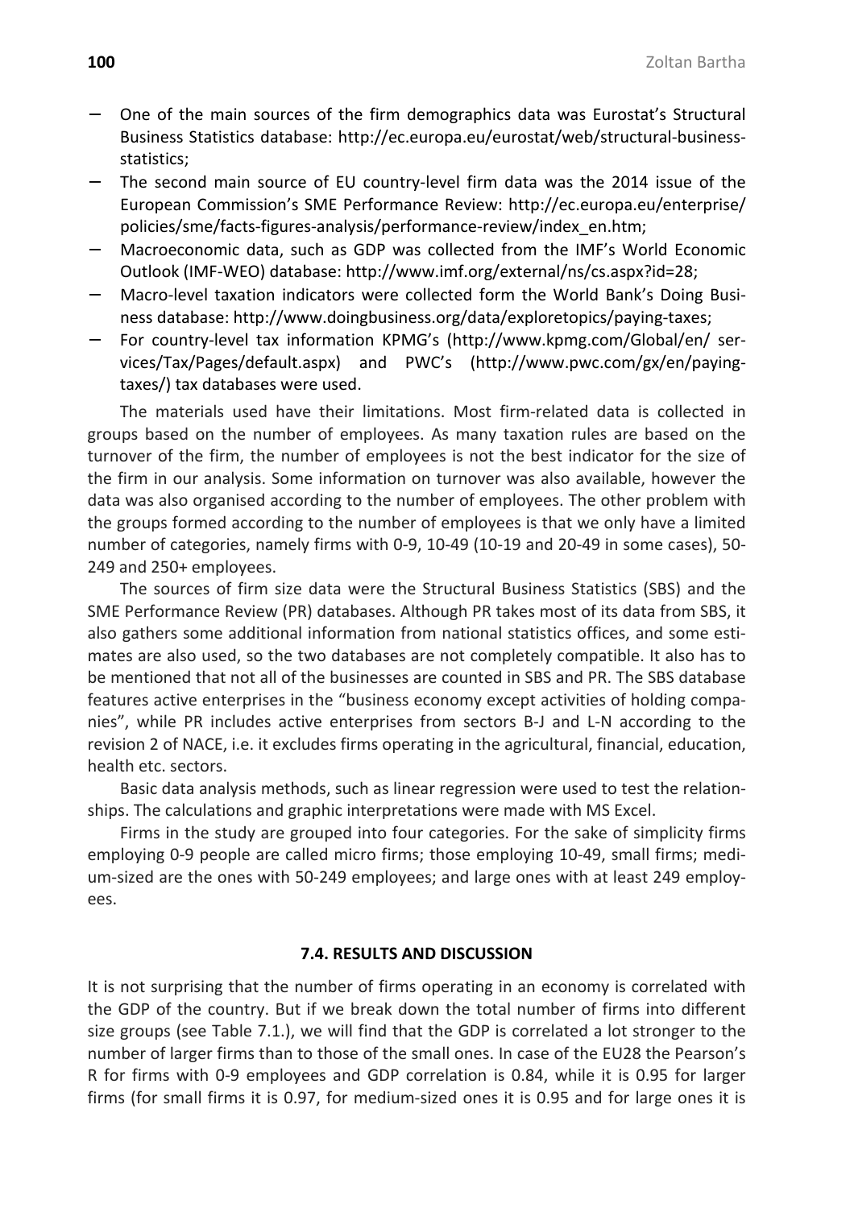- One of the main sources of the firm demographics data was Eurostat's Structural Business Statistics database: http://ec.europa.eu/eurostat/web/structural-business-statistics;
- The second main source of EU country-level firm data was the 2014 issue of the European Commission's SME Performance Review: http://ec.europa.eu/enterprise/policies/sme/facts-figures-analysis/performance-review/index_en.htm;
- Macroeconomic data, such as GDP was collected from the IMF's World Economic Outlook (IMF-WEO) database: http://www.imf.org/external/ns/cs.aspx?id=28;
- Macro-level taxation indicators were collected form the World Bank's Doing Business database: http://www.doingbusiness.org/data/exploretopics/paying-taxes;
- For country-level tax information KPMG's (http://www.kpmg.com/Global/en/services/Tax/Pages/default.aspx) and PWC's (http://www.pwc.com/gx/en/paying-taxes/) tax databases were used.

The materials used have their limitations. Most firm-related data is collected in groups based on the number of employees. As many taxation rules are based on the turnover of the firm, the number of employees is not the best indicator for the size of the firm in our analysis. Some information on turnover was also available, however the data was also organised according to the number of employees. The other problem with the groups formed according to the number of employees is that we only have a limited number of categories, namely firms with 0-9, 10-49 (10-19 and 20-49 in some cases), 50-249 and 250+ employees.

The sources of firm size data were the Structural Business Statistics (SBS) and the SME Performance Review (PR) databases. Although PR takes most of its data from SBS, it also gathers some additional information from national statistics offices, and some estimates are also used, so the two databases are not completely compatible. It also has to be mentioned that not all of the businesses are counted in SBS and PR. The SBS database features active enterprises in the "business economy except activities of holding companies", while PR includes active enterprises from sectors B-J and L-N according to the revision 2 of NACE, i.e. it excludes firms operating in the agricultural, financial, education, health etc. sectors.

Basic data analysis methods, such as linear regression were used to test the relationships. The calculations and graphic interpretations were made with MS Excel.

Firms in the study are grouped into four categories. For the sake of simplicity firms employing 0-9 people are called micro firms; those employing 10-49, small firms; medium-sized are the ones with 50-249 employees; and large ones with at least 249 employees.

## 7.4. RESULTS AND DISCUSSION

It is not surprising that the number of firms operating in an economy is correlated with the GDP of the country. But if we break down the total number of firms into different size groups (see Table 7.1.), we will find that the GDP is correlated a lot stronger to the number of larger firms than to those of the small ones. In case of the EU28 the Pearson's R for firms with 0-9 employees and GDP correlation is 0.84, while it is 0.95 for larger firms (for small firms it is 0.97, for medium-sized ones it is 0.95 and for large ones it is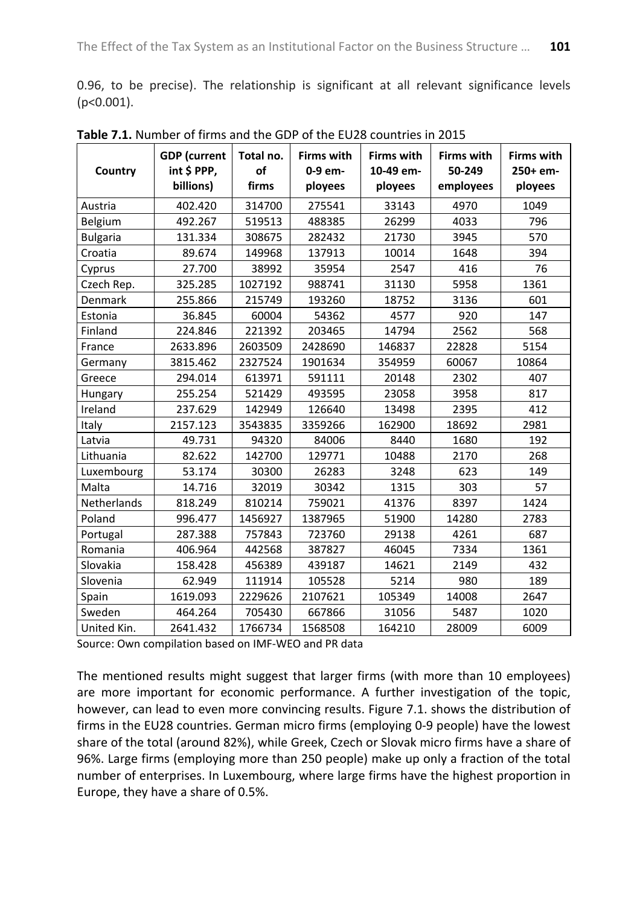0.96, to be precise). The relationship is significant at all relevant significance levels ($p<0.001$).

**Table 7.1.** Number of firms and the GDP of the EU28 countries in 2015

| Country | GDP (current int $ PPP, billions) | Total no. of firms | Firms with 0-9 employees | Firms with 10-49 employees | Firms with 50-249 employees | Firms with 250+ employees |
|---|---|---|---|---|---|---|
| Austria | 402.420 | 314700 | 275541 | 33143 | 4970 | 1049 |
| Belgium | 492.267 | 519513 | 488385 | 26299 | 4033 | 796 |
| Bulgaria | 131.334 | 308675 | 282432 | 21730 | 3945 | 570 |
| Croatia | 89.674 | 149968 | 137913 | 10014 | 1648 | 394 |
| Cyprus | 27.700 | 38992 | 35954 | 2547 | 416 | 76 |
| Czech Rep. | 325.285 | 1027192 | 988741 | 31130 | 5958 | 1361 |
| Denmark | 255.866 | 215749 | 193260 | 18752 | 3136 | 601 |
| Estonia | 36.845 | 60004 | 54362 | 4577 | 920 | 147 |
| Finland | 224.846 | 221392 | 203465 | 14794 | 2562 | 568 |
| France | 2633.896 | 2603509 | 2428690 | 146837 | 22828 | 5154 |
| Germany | 3815.462 | 2327524 | 1901634 | 354959 | 60067 | 10864 |
| Greece | 294.014 | 613971 | 591111 | 20148 | 2302 | 407 |
| Hungary | 255.254 | 521429 | 493595 | 23058 | 3958 | 817 |
| Ireland | 237.629 | 142949 | 126640 | 13498 | 2395 | 412 |
| Italy | 2157.123 | 3543835 | 3359266 | 162900 | 18692 | 2981 |
| Latvia | 49.731 | 94320 | 84006 | 8440 | 1680 | 192 |
| Lithuania | 82.622 | 142700 | 129771 | 10488 | 2170 | 268 |
| Luxembourg | 53.174 | 30300 | 26283 | 3248 | 623 | 149 |
| Malta | 14.716 | 32019 | 30342 | 1315 | 303 | 57 |
| Netherlands | 818.249 | 810214 | 759021 | 41376 | 8397 | 1424 |
| Poland | 996.477 | 1456927 | 1387965 | 51900 | 14280 | 2783 |
| Portugal | 287.388 | 757843 | 723760 | 29138 | 4261 | 687 |
| Romania | 406.964 | 442568 | 387827 | 46045 | 7334 | 1361 |
| Slovakia | 158.428 | 456389 | 439187 | 14621 | 2149 | 432 |
| Slovenia | 62.949 | 111914 | 105528 | 5214 | 980 | 189 |
| Spain | 1619.093 | 2229626 | 2107621 | 105349 | 14008 | 2647 |
| Sweden | 464.264 | 705430 | 667866 | 31056 | 5487 | 1020 |
| United Kin. | 2641.432 | 1766734 | 1568508 | 164210 | 28009 | 6009 |

Source: Own compilation based on IMF-WEO and PR data

The mentioned results might suggest that larger firms (with more than 10 employees) are more important for economic performance. A further investigation of the topic, however, can lead to even more convincing results. Figure 7.1. shows the distribution of firms in the EU28 countries. German micro firms (employing 0-9 people) have the lowest share of the total (around 82%), while Greek, Czech or Slovak micro firms have a share of 96%. Large firms (employing more than 250 people) make up only a fraction of the total number of enterprises. In Luxembourg, where large firms have the highest proportion in Europe, they have a share of 0.5%.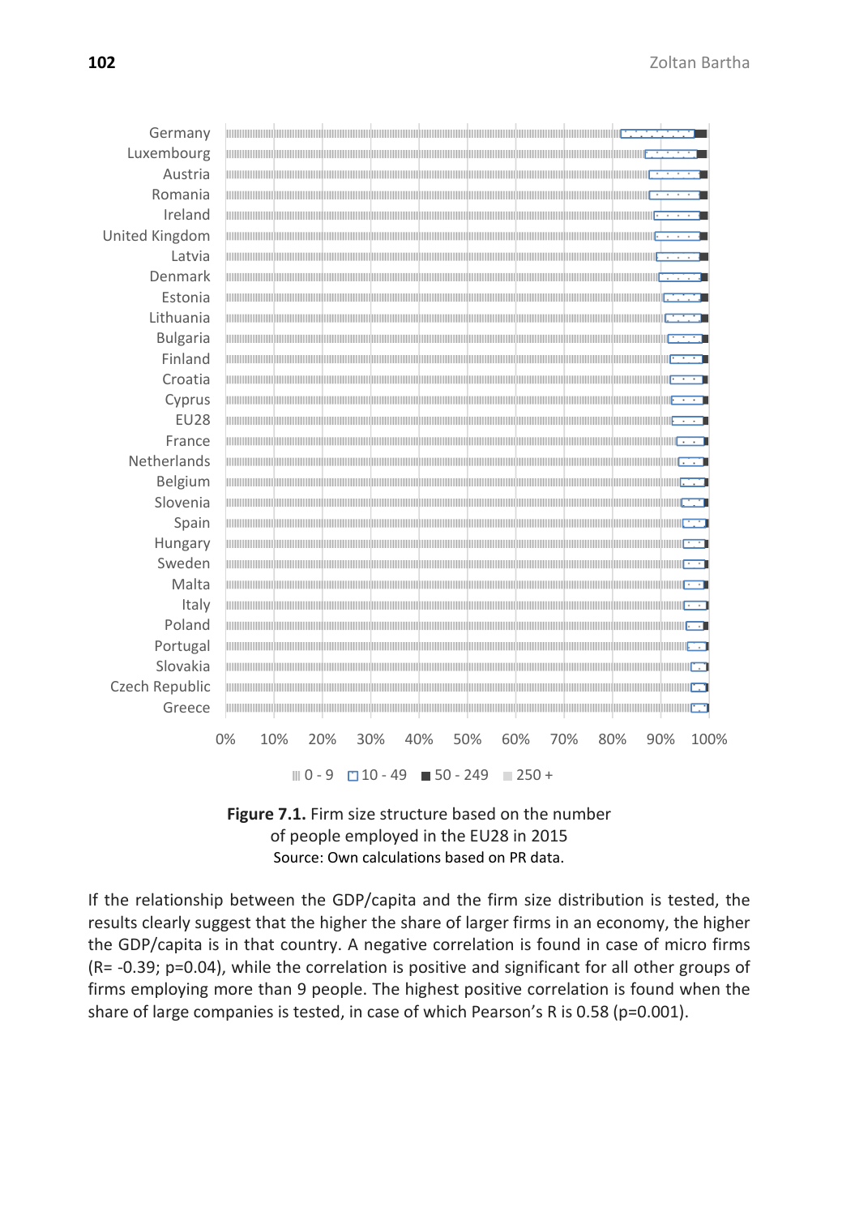**Figure 7.1.** Firm size structure based on the number of people employed in the EU28 in 2015
Source: Own calculations based on PR data.

If the relationship between the GDP/capita and the firm size distribution is tested, the results clearly suggest that the higher the share of larger firms in an economy, the higher the GDP/capita is in that country. A negative correlation is found in case of micro firms ($R = -0.39$; $p = 0.04$), while the correlation is positive and significant for all other groups of firms employing more than 9 people. The highest positive correlation is found when the share of large companies is tested, in case of which Pearson's R is 0.58 ($p = 0.001$).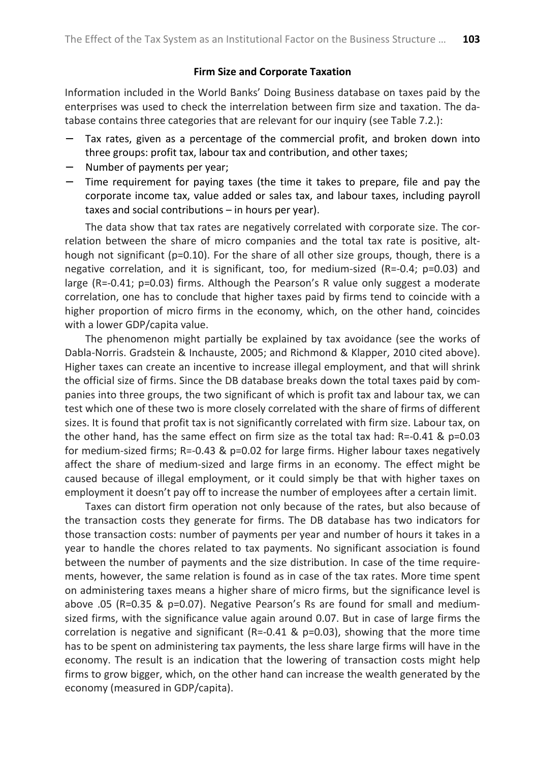### Firm Size and Corporate Taxation

Information included in the World Banks' Doing Business database on taxes paid by the enterprises was used to check the interrelation between firm size and taxation. The database contains three categories that are relevant for our inquiry (see Table 7.2.):

- Tax rates, given as a percentage of the commercial profit, and broken down into three groups: profit tax, labour tax and contribution, and other taxes;
- Number of payments per year;
- Time requirement for paying taxes (the time it takes to prepare, file and pay the corporate income tax, value added or sales tax, and labour taxes, including payroll taxes and social contributions – in hours per year).

The data show that tax rates are negatively correlated with corporate size. The correlation between the share of micro companies and the total tax rate is positive, although not significant (p=0.10). For the share of all other size groups, though, there is a negative correlation, and it is significant, too, for medium-sized (R=-0.4; p=0.03) and large (R=-0.41; p=0.03) firms. Although the Pearson's R value only suggest a moderate correlation, one has to conclude that higher taxes paid by firms tend to coincide with a higher proportion of micro firms in the economy, which, on the other hand, coincides with a lower GDP/capita value.

The phenomenon might partially be explained by tax avoidance (see the works of Dabla-Norris. Gradstein & Inchauste, 2005; and Richmond & Klapper, 2010 cited above). Higher taxes can create an incentive to increase illegal employment, and that will shrink the official size of firms. Since the DB database breaks down the total taxes paid by companies into three groups, the two significant of which is profit tax and labour tax, we can test which one of these two is more closely correlated with the share of firms of different sizes. It is found that profit tax is not significantly correlated with firm size. Labour tax, on the other hand, has the same effect on firm size as the total tax had: R=-0.41 & p=0.03 for medium-sized firms; R=-0.43 & p=0.02 for large firms. Higher labour taxes negatively affect the share of medium-sized and large firms in an economy. The effect might be caused because of illegal employment, or it could simply be that with higher taxes on employment it doesn't pay off to increase the number of employees after a certain limit.

Taxes can distort firm operation not only because of the rates, but also because of the transaction costs they generate for firms. The DB database has two indicators for those transaction costs: number of payments per year and number of hours it takes in a year to handle the chores related to tax payments. No significant association is found between the number of payments and the size distribution. In case of the time requirements, however, the same relation is found as in case of the tax rates. More time spent on administering taxes means a higher share of micro firms, but the significance level is above .05 (R=0.35 & p=0.07). Negative Pearson's Rs are found for small and medium-sized firms, with the significance value again around 0.07. But in case of large firms the correlation is negative and significant (R=-0.41 & p=0.03), showing that the more time has to be spent on administering tax payments, the less share large firms will have in the economy. The result is an indication that the lowering of transaction costs might help firms to grow bigger, which, on the other hand can increase the wealth generated by the economy (measured in GDP/capita).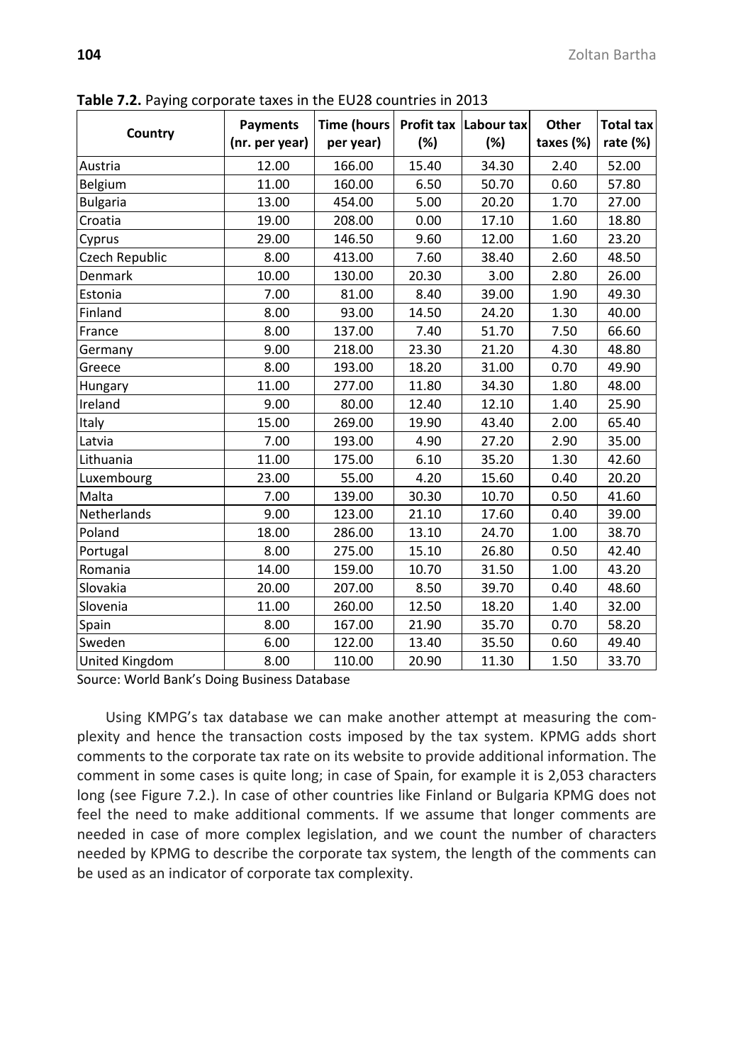**Table 7.2.** Paying corporate taxes in the EU28 countries in 2013

| Country | Payments (nr. per year) | Time (hours per year) | Profit tax (%) | Labour tax (%) | Other taxes (%) | Total tax rate (%) |
|---|---|---|---|---|---|---|
| Austria | 12.00 | 166.00 | 15.40 | 34.30 | 2.40 | 52.00 |
| Belgium | 11.00 | 160.00 | 6.50 | 50.70 | 0.60 | 57.80 |
| Bulgaria | 13.00 | 454.00 | 5.00 | 20.20 | 1.70 | 27.00 |
| Croatia | 19.00 | 208.00 | 0.00 | 17.10 | 1.60 | 18.80 |
| Cyprus | 29.00 | 146.50 | 9.60 | 12.00 | 1.60 | 23.20 |
| Czech Republic | 8.00 | 413.00 | 7.60 | 38.40 | 2.60 | 48.50 |
| Denmark | 10.00 | 130.00 | 20.30 | 3.00 | 2.80 | 26.00 |
| Estonia | 7.00 | 81.00 | 8.40 | 39.00 | 1.90 | 49.30 |
| Finland | 8.00 | 93.00 | 14.50 | 24.20 | 1.30 | 40.00 |
| France | 8.00 | 137.00 | 7.40 | 51.70 | 7.50 | 66.60 |
| Germany | 9.00 | 218.00 | 23.30 | 21.20 | 4.30 | 48.80 |
| Greece | 8.00 | 193.00 | 18.20 | 31.00 | 0.70 | 49.90 |
| Hungary | 11.00 | 277.00 | 11.80 | 34.30 | 1.80 | 48.00 |
| Ireland | 9.00 | 80.00 | 12.40 | 12.10 | 1.40 | 25.90 |
| Italy | 15.00 | 269.00 | 19.90 | 43.40 | 2.00 | 65.40 |
| Latvia | 7.00 | 193.00 | 4.90 | 27.20 | 2.90 | 35.00 |
| Lithuania | 11.00 | 175.00 | 6.10 | 35.20 | 1.30 | 42.60 |
| Luxembourg | 23.00 | 55.00 | 4.20 | 15.60 | 0.40 | 20.20 |
| Malta | 7.00 | 139.00 | 30.30 | 10.70 | 0.50 | 41.60 |
| Netherlands | 9.00 | 123.00 | 21.10 | 17.60 | 0.40 | 39.00 |
| Poland | 18.00 | 286.00 | 13.10 | 24.70 | 1.00 | 38.70 |
| Portugal | 8.00 | 275.00 | 15.10 | 26.80 | 0.50 | 42.40 |
| Romania | 14.00 | 159.00 | 10.70 | 31.50 | 1.00 | 43.20 |
| Slovakia | 20.00 | 207.00 | 8.50 | 39.70 | 0.40 | 48.60 |
| Slovenia | 11.00 | 260.00 | 12.50 | 18.20 | 1.40 | 32.00 |
| Spain | 8.00 | 167.00 | 21.90 | 35.70 | 0.70 | 58.20 |
| Sweden | 6.00 | 122.00 | 13.40 | 35.50 | 0.60 | 49.40 |
| United Kingdom | 8.00 | 110.00 | 20.90 | 11.30 | 1.50 | 33.70 |

Source: World Bank's Doing Business Database

Using KMPG's tax database we can make another attempt at measuring the complexity and hence the transaction costs imposed by the tax system. KPMG adds short comments to the corporate tax rate on its website to provide additional information. The comment in some cases is quite long; in case of Spain, for example it is 2,053 characters long (see Figure 7.2.). In case of other countries like Finland or Bulgaria KPMG does not feel the need to make additional comments. If we assume that longer comments are needed in case of more complex legislation, and we count the number of characters needed by KPMG to describe the corporate tax system, the length of the comments can be used as an indicator of corporate tax complexity.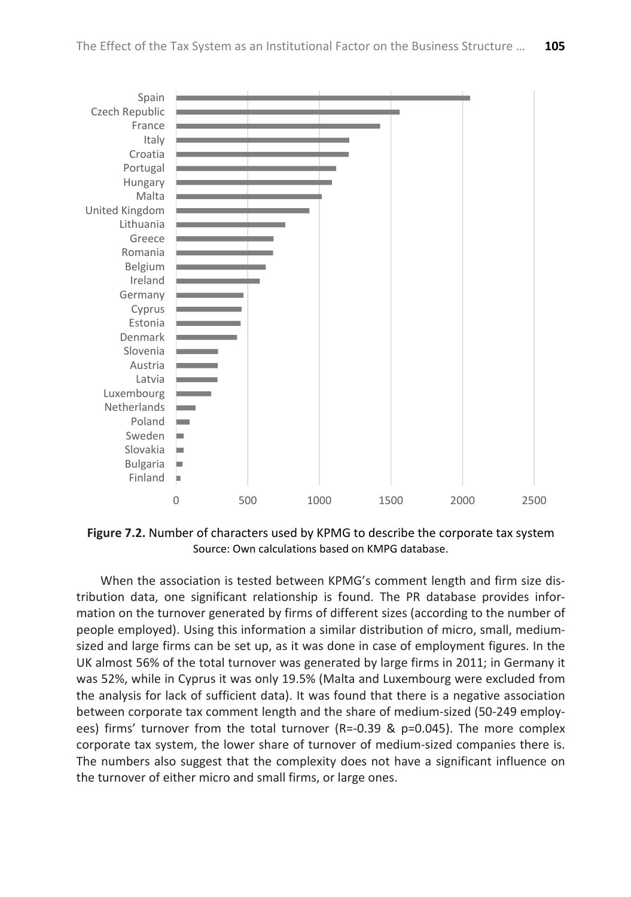Figure 7.2. Number of characters used by KPMG to describe the corporate tax system

Source: Own calculations based on KMPG database.

When the association is tested between KPMG's comment length and firm size distribution data, one significant relationship is found. The PR database provides information on the turnover generated by firms of different sizes (according to the number of people employed). Using this information a similar distribution of micro, small, medium-sized and large firms can be set up, as it was done in case of employment figures. In the UK almost 56% of the total turnover was generated by large firms in 2011; in Germany it was 52%, while in Cyprus it was only 19.5% (Malta and Luxembourg were excluded from the analysis for lack of sufficient data). It was found that there is a negative association between corporate tax comment length and the share of medium-sized (50-249 employees) firms' turnover from the total turnover ($R=-0.39$ & $p=0.045$). The more complex corporate tax system, the lower share of turnover of medium-sized companies there is. The numbers also suggest that the complexity does not have a significant influence on the turnover of either micro and small firms, or large ones.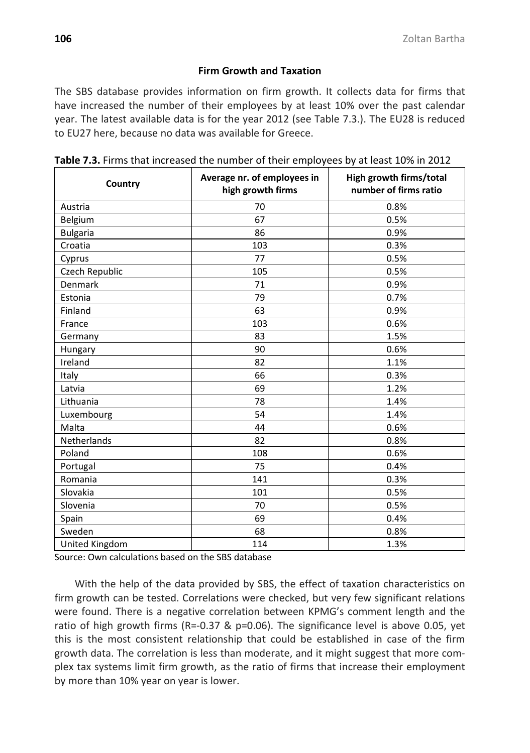### Firm Growth and Taxation

The SBS database provides information on firm growth. It collects data for firms that have increased the number of their employees by at least 10% over the past calendar year. The latest available data is for the year 2012 (see Table 7.3.). The EU28 is reduced to EU27 here, because no data was available for Greece.

**Table 7.3.** Firms that increased the number of their employees by at least 10% in 2012

| Country | Average nr. of employees in high growth firms | High growth firms/total number of firms ratio |
|---|---|---|
| Austria | 70 | 0.8% |
| Belgium | 67 | 0.5% |
| Bulgaria | 86 | 0.9% |
| Croatia | 103 | 0.3% |
| Cyprus | 77 | 0.5% |
| Czech Republic | 105 | 0.5% |
| Denmark | 71 | 0.9% |
| Estonia | 79 | 0.7% |
| Finland | 63 | 0.9% |
| France | 103 | 0.6% |
| Germany | 83 | 1.5% |
| Hungary | 90 | 0.6% |
| Ireland | 82 | 1.1% |
| Italy | 66 | 0.3% |
| Latvia | 69 | 1.2% |
| Lithuania | 78 | 1.4% |
| Luxembourg | 54 | 1.4% |
| Malta | 44 | 0.6% |
| Netherlands | 82 | 0.8% |
| Poland | 108 | 0.6% |
| Portugal | 75 | 0.4% |
| Romania | 141 | 0.3% |
| Slovakia | 101 | 0.5% |
| Slovenia | 70 | 0.5% |
| Spain | 69 | 0.4% |
| Sweden | 68 | 0.8% |
| United Kingdom | 114 | 1.3% |

Source: Own calculations based on the SBS database

With the help of the data provided by SBS, the effect of taxation characteristics on firm growth can be tested. Correlations were checked, but very few significant relations were found. There is a negative correlation between KPMG's comment length and the ratio of high growth firms ($R=-0.37$ & $p=0.06$). The significance level is above 0.05, yet this is the most consistent relationship that could be established in case of the firm growth data. The correlation is less than moderate, and it might suggest that more complex tax systems limit firm growth, as the ratio of firms that increase their employment by more than 10% year on year is lower.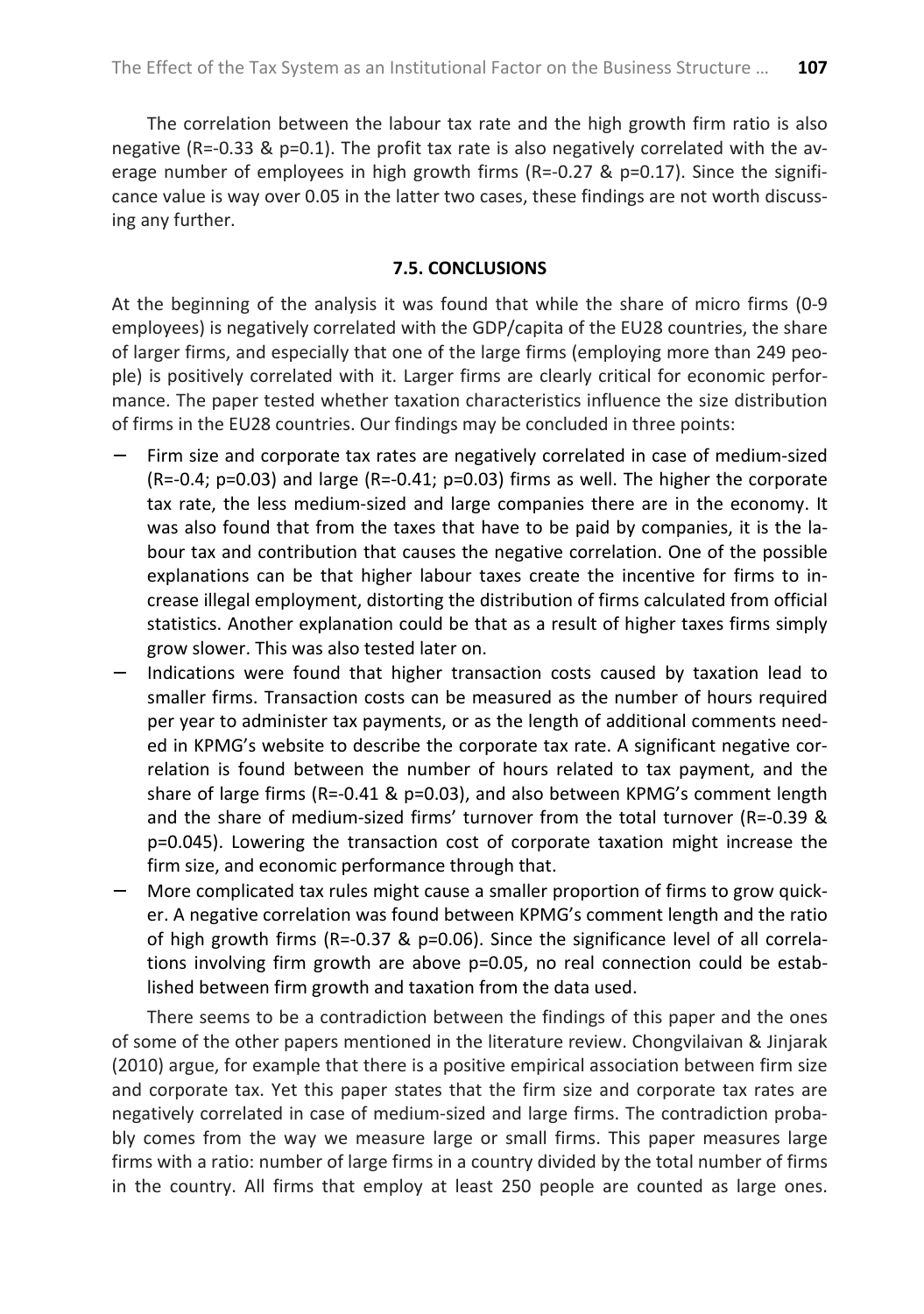The correlation between the labour tax rate and the high growth firm ratio is also negative (R=-0.33 & p=0.1). The profit tax rate is also negatively correlated with the average number of employees in high growth firms (R=-0.27 & p=0.17). Since the significance value is way over 0.05 in the latter two cases, these findings are not worth discussing any further.

### 7.5. CONCLUSIONS

At the beginning of the analysis it was found that while the share of micro firms (0-9 employees) is negatively correlated with the GDP/capita of the EU28 countries, the share of larger firms, and especially that one of the large firms (employing more than 249 people) is positively correlated with it. Larger firms are clearly critical for economic performance. The paper tested whether taxation characteristics influence the size distribution of firms in the EU28 countries. Our findings may be concluded in three points:

- Firm size and corporate tax rates are negatively correlated in case of medium-sized (R=-0.4; p=0.03) and large (R=-0.41; p=0.03) firms as well. The higher the corporate tax rate, the less medium-sized and large companies there are in the economy. It was also found that from the taxes that have to be paid by companies, it is the labour tax and contribution that causes the negative correlation. One of the possible explanations can be that higher labour taxes create the incentive for firms to increase illegal employment, distorting the distribution of firms calculated from official statistics. Another explanation could be that as a result of higher taxes firms simply grow slower. This was also tested later on.
- Indications were found that higher transaction costs caused by taxation lead to smaller firms. Transaction costs can be measured as the number of hours required per year to administer tax payments, or as the length of additional comments needed in KPMG's website to describe the corporate tax rate. A significant negative correlation is found between the number of hours related to tax payment, and the share of large firms (R=-0.41 & p=0.03), and also between KPMG's comment length and the share of medium-sized firms' turnover from the total turnover (R=-0.39 & p=0.045). Lowering the transaction cost of corporate taxation might increase the firm size, and economic performance through that.
- More complicated tax rules might cause a smaller proportion of firms to grow quicker. A negative correlation was found between KPMG's comment length and the ratio of high growth firms (R=-0.37 & p=0.06). Since the significance level of all correlations involving firm growth are above p=0.05, no real connection could be established between firm growth and taxation from the data used.

There seems to be a contradiction between the findings of this paper and the ones of some of the other papers mentioned in the literature review. Chongvilaivan & Jinjarak (2010) argue, for example that there is a positive empirical association between firm size and corporate tax. Yet this paper states that the firm size and corporate tax rates are negatively correlated in case of medium-sized and large firms. The contradiction probably comes from the way we measure large or small firms. This paper measures large firms with a ratio: number of large firms in a country divided by the total number of firms in the country. All firms that employ at least 250 people are counted as large ones.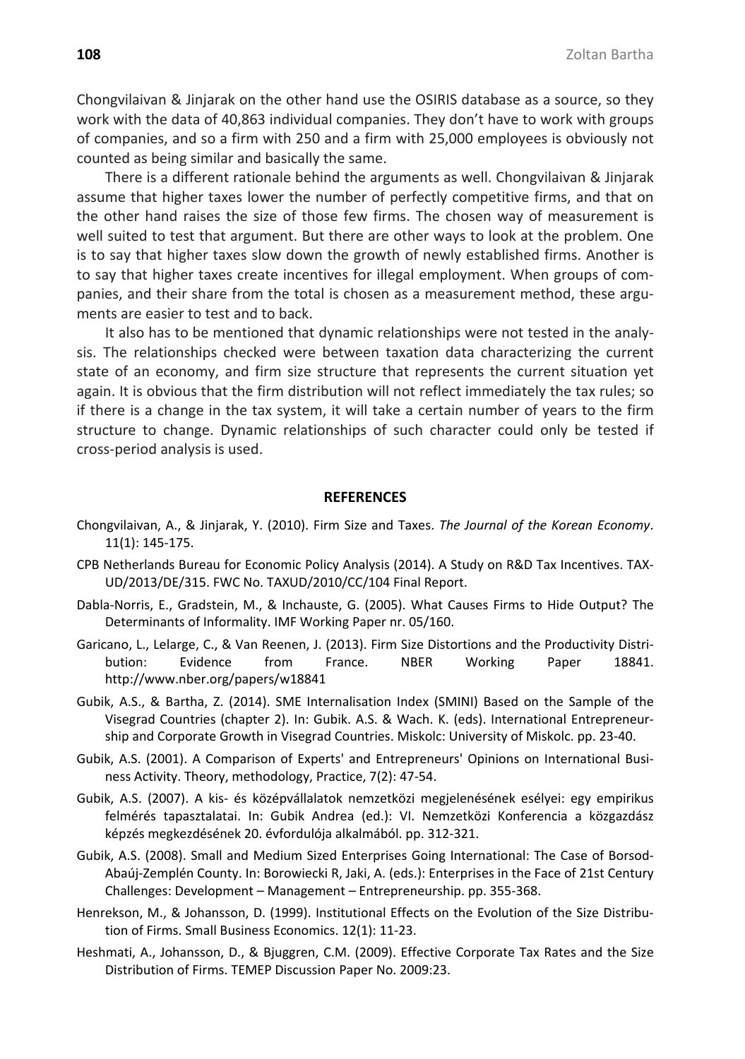Chongvilaivan & Jinjarak on the other hand use the OSIRIS database as a source, so they work with the data of 40,863 individual companies. They don't have to work with groups of companies, and so a firm with 250 and a firm with 25,000 employees is obviously not counted as being similar and basically the same.

There is a different rationale behind the arguments as well. Chongvilaivan & Jinjarak assume that higher taxes lower the number of perfectly competitive firms, and that on the other hand raises the size of those few firms. The chosen way of measurement is well suited to test that argument. But there are other ways to look at the problem. One is to say that higher taxes slow down the growth of newly established firms. Another is to say that higher taxes create incentives for illegal employment. When groups of companies, and their share from the total is chosen as a measurement method, these arguments are easier to test and to back.

It also has to be mentioned that dynamic relationships were not tested in the analysis. The relationships checked were between taxation data characterizing the current state of an economy, and firm size structure that represents the current situation yet again. It is obvious that the firm distribution will not reflect immediately the tax rules; so if there is a change in the tax system, it will take a certain number of years to the firm structure to change. Dynamic relationships of such character could only be tested if cross-period analysis is used.

## REFERENCES

Chongvilaivan, A., & Jinjarak, Y. (2010). Firm Size and Taxes. *The Journal of the Korean Economy*. 11(1): 145-175.

CPB Netherlands Bureau for Economic Policy Analysis (2014). A Study on R&D Tax Incentives. TAXUD/2013/DE/315. FWC No. TAXUD/2010/CC/104 Final Report.

Dabla-Norris, E., Gradstein, M., & Inchauste, G. (2005). What Causes Firms to Hide Output? The Determinants of Informality. IMF Working Paper nr. 05/160.

Garicano, L., Lelarge, C., & Van Reenen, J. (2013). Firm Size Distortions and the Productivity Distribution: Evidence from France. NBER Working Paper 18841. http://www.nber.org/papers/w18841

Gubik, A.S., & Bartha, Z. (2014). SME Internalisation Index (SMINI) Based on the Sample of the Visegrad Countries (chapter 2). In: Gubik. A.S. & Wach. K. (eds). International Entrepreneurship and Corporate Growth in Visegrad Countries. Miskolc: University of Miskolc. pp. 23-40.

Gubik, A.S. (2001). A Comparison of Experts' and Entrepreneurs' Opinions on International Business Activity. Theory, methodology, Practice, 7(2): 47-54.

Gubik, A.S. (2007). A kis- és középvállalatok nemzetközi megjelenésének esélyei: egy empirikus felmérés tapasztalatai. In: Gubik Andrea (ed.): VI. Nemzetközi Konferencia a közgazdász képzés megkezdésének 20. évfordulója alkalmából. pp. 312-321.

Gubik, A.S. (2008). Small and Medium Sized Enterprises Going International: The Case of Borsod-Abaúj-Zemplén County. In: Borowiecki R, Jaki, A. (eds.): Enterprises in the Face of 21st Century Challenges: Development – Management – Entrepreneurship. pp. 355-368.

Henrekson, M., & Johansson, D. (1999). Institutional Effects on the Evolution of the Size Distribution of Firms. Small Business Economics. 12(1): 11-23.

Heshmati, A., Johansson, D., & Bjuggren, C.M. (2009). Effective Corporate Tax Rates and the Size Distribution of Firms. TEMEP Discussion Paper No. 2009:23.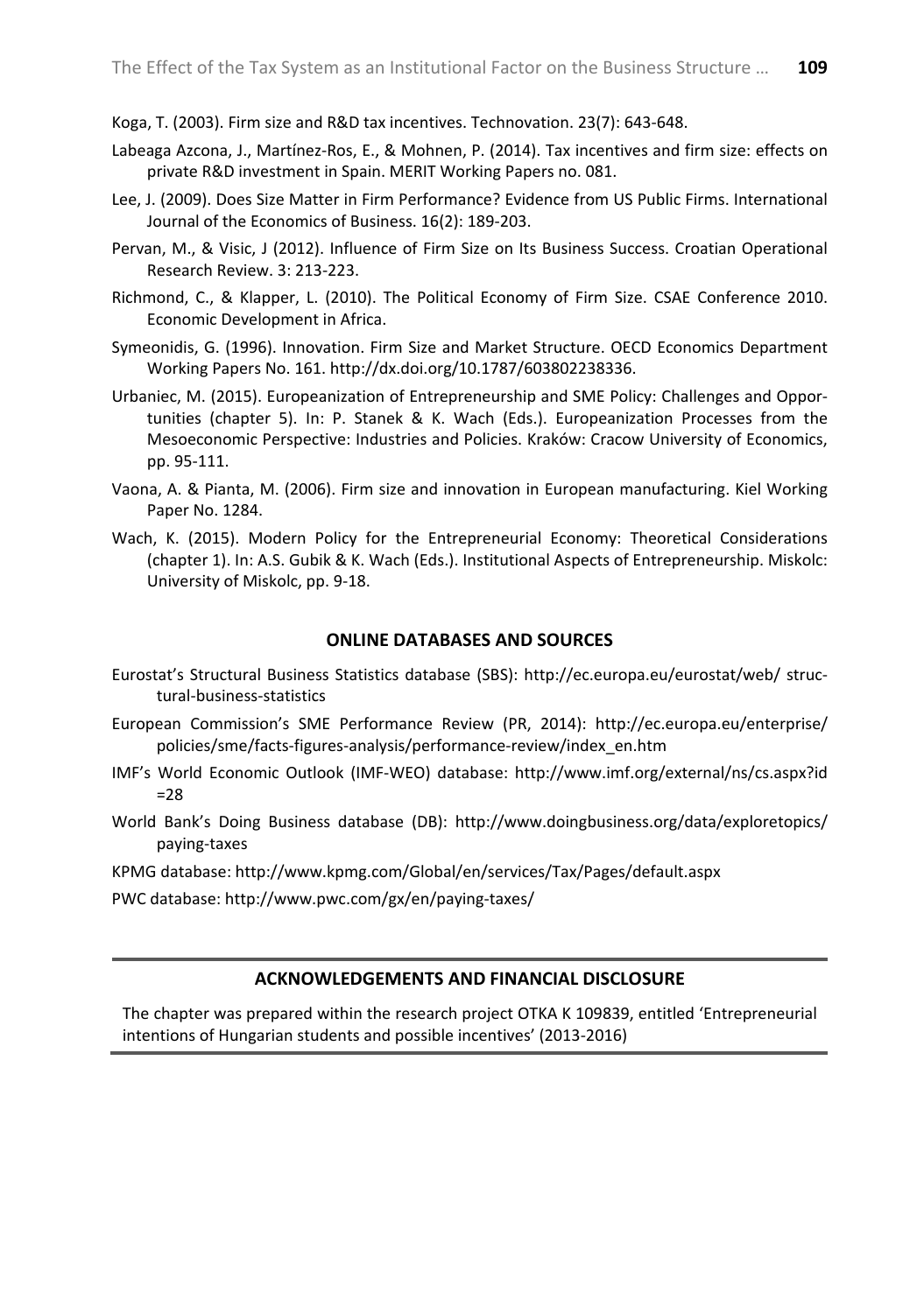Koga, T. (2003). Firm size and R&D tax incentives. Technovation. 23(7): 643-648.

Labeaga Azcona, J., Martínez-Ros, E., & Mohnen, P. (2014). Tax incentives and firm size: effects on private R&D investment in Spain. MERIT Working Papers no. 081.

Lee, J. (2009). Does Size Matter in Firm Performance? Evidence from US Public Firms. International Journal of the Economics of Business. 16(2): 189-203.

Pervan, M., & Visic, J (2012). Influence of Firm Size on Its Business Success. Croatian Operational Research Review. 3: 213-223.

Richmond, C., & Klapper, L. (2010). The Political Economy of Firm Size. CSAE Conference 2010. Economic Development in Africa.

Symeonidis, G. (1996). Innovation. Firm Size and Market Structure. OECD Economics Department Working Papers No. 161. http://dx.doi.org/10.1787/603802238336.

Urbaniec, M. (2015). Europeanization of Entrepreneurship and SME Policy: Challenges and Opportunities (chapter 5). In: P. Stanek & K. Wach (Eds.). Europeanization Processes from the Mesoeconomic Perspective: Industries and Policies. Kraków: Cracow University of Economics, pp. 95-111.

Vaona, A. & Pianta, M. (2006). Firm size and innovation in European manufacturing. Kiel Working Paper No. 1284.

Wach, K. (2015). Modern Policy for the Entrepreneurial Economy: Theoretical Considerations (chapter 1). In: A.S. Gubik & K. Wach (Eds.). Institutional Aspects of Entrepreneurship. Miskolc: University of Miskolc, pp. 9-18.

## ONLINE DATABASES AND SOURCES

Eurostat's Structural Business Statistics database (SBS): http://ec.europa.eu/eurostat/web/ structural-business-statistics

European Commission's SME Performance Review (PR, 2014): http://ec.europa.eu/enterprise/ policies/sme/facts-figures-analysis/performance-review/index_en.htm

IMF's World Economic Outlook (IMF-WEO) database: http://www.imf.org/external/ns/cs.aspx?id=28

World Bank's Doing Business database (DB): http://www.doingbusiness.org/data/exploretopics/ paying-taxes

KPMG database: http://www.kpmg.com/Global/en/services/Tax/Pages/default.aspx

PWC database: http://www.pwc.com/gx/en/paying-taxes/

## ACKNOWLEDGEMENTS AND FINANCIAL DISCLOSURE

The chapter was prepared within the research project OTKA K 109839, entitled 'Entrepreneurial intentions of Hungarian students and possible incentives' (2013-2016)